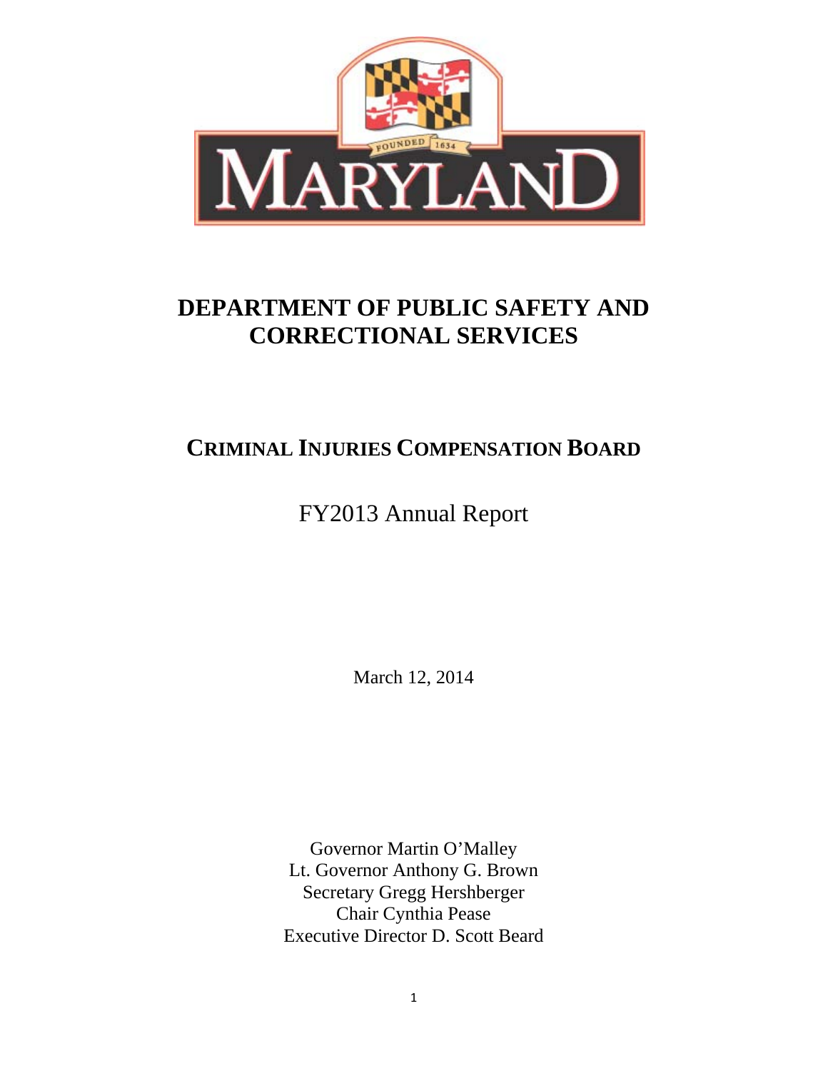# DEPARTMENT OF PUBLIC SAFETY AND CORRECTIONAL SERVICES

## CRIMINAL INJURIES COMPENSATION BOARD

FY2013 Annual Report

March 12, 2014

Governor Martin O'Malley
Lt. Governor Anthony G. Brown
Secretary Gregg Hershberger
Chair Cynthia Pease
Executive Director D. Scott Beard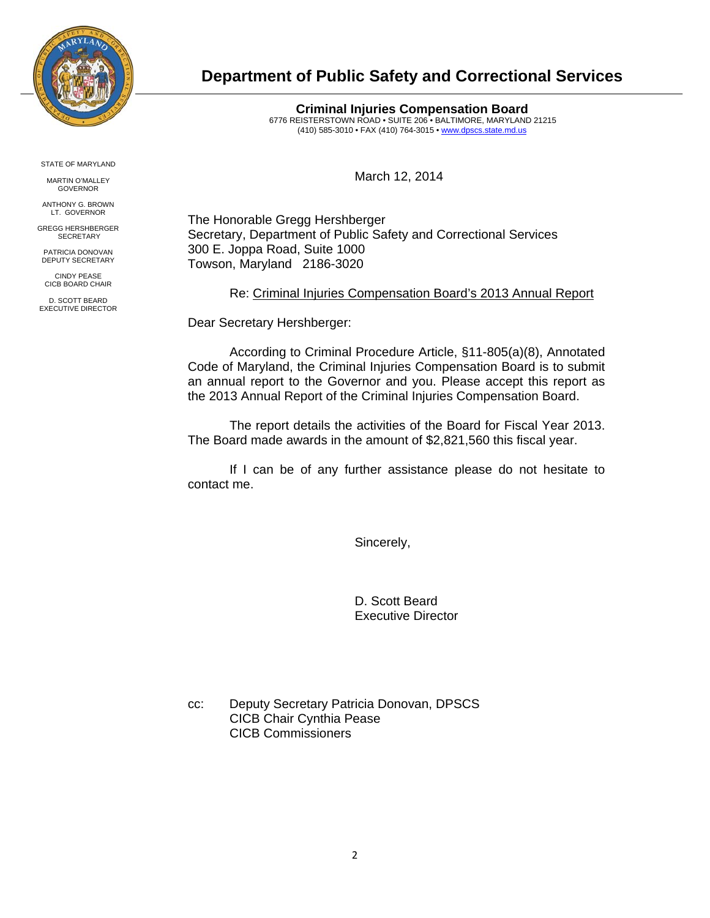# Department of Public Safety and Correctional Services

**Criminal Injuries Compensation Board**
6776 REISTERSTOWN ROAD • SUITE 206 • BALTIMORE, MARYLAND 21215
(410) 585-3010 • FAX (410) 764-3015 • www.dpscs.state.md.us

STATE OF MARYLAND

MARTIN O'MALLEY
GOVERNOR

ANTHONY G. BROWN
LT. GOVERNOR

GREGG HERSHBERGER
SECRETARY

PATRICIA DONOVAN
DEPUTY SECRETARY

CINDY PEASE
CICB BOARD CHAIR

D. SCOTT BEARD
EXECUTIVE DIRECTOR

March 12, 2014

The Honorable Gregg Hershberger
Secretary, Department of Public Safety and Correctional Services
300 E. Joppa Road, Suite 1000
Towson, Maryland 2186-3020

Re: Criminal Injuries Compensation Board's 2013 Annual Report

Dear Secretary Hershberger:

According to Criminal Procedure Article, §11-805(a)(8), Annotated Code of Maryland, the Criminal Injuries Compensation Board is to submit an annual report to the Governor and you. Please accept this report as the 2013 Annual Report of the Criminal Injuries Compensation Board.

The report details the activities of the Board for Fiscal Year 2013. The Board made awards in the amount of $2,821,560 this fiscal year.

If I can be of any further assistance please do not hesitate to contact me.

Sincerely,

D. Scott Beard
Executive Director

cc: Deputy Secretary Patricia Donovan, DPSCS
CICB Chair Cynthia Pease
CICB Commissioners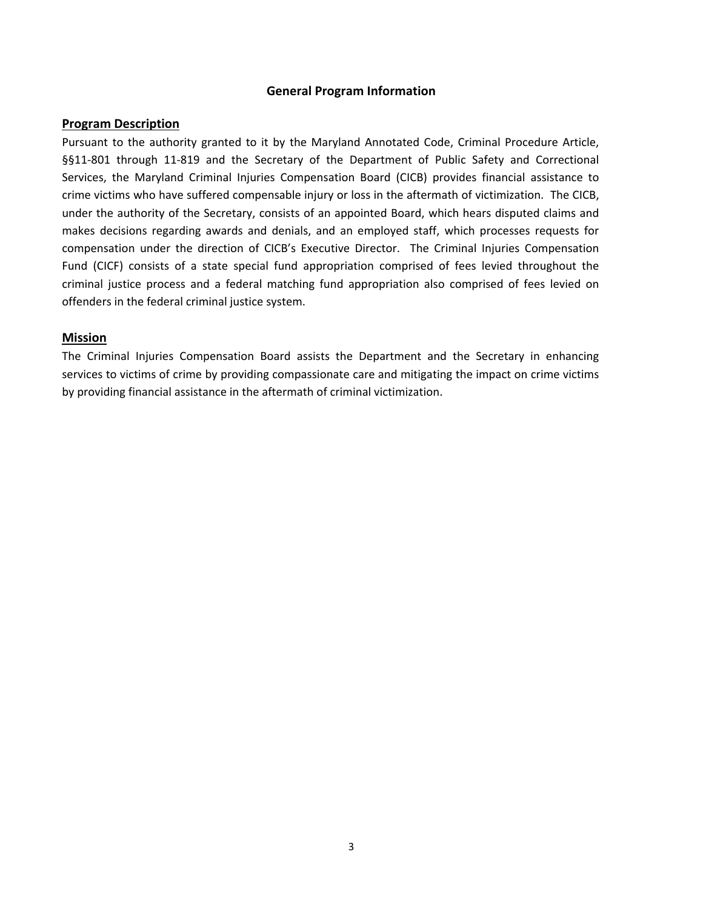## General Program Information

### Program Description

Pursuant to the authority granted to it by the Maryland Annotated Code, Criminal Procedure Article, §§11-801 through 11-819 and the Secretary of the Department of Public Safety and Correctional Services, the Maryland Criminal Injuries Compensation Board (CICB) provides financial assistance to crime victims who have suffered compensable injury or loss in the aftermath of victimization. The CICB, under the authority of the Secretary, consists of an appointed Board, which hears disputed claims and makes decisions regarding awards and denials, and an employed staff, which processes requests for compensation under the direction of CICB's Executive Director. The Criminal Injuries Compensation Fund (CICF) consists of a state special fund appropriation comprised of fees levied throughout the criminal justice process and a federal matching fund appropriation also comprised of fees levied on offenders in the federal criminal justice system.

### Mission

The Criminal Injuries Compensation Board assists the Department and the Secretary in enhancing services to victims of crime by providing compassionate care and mitigating the impact on crime victims by providing financial assistance in the aftermath of criminal victimization.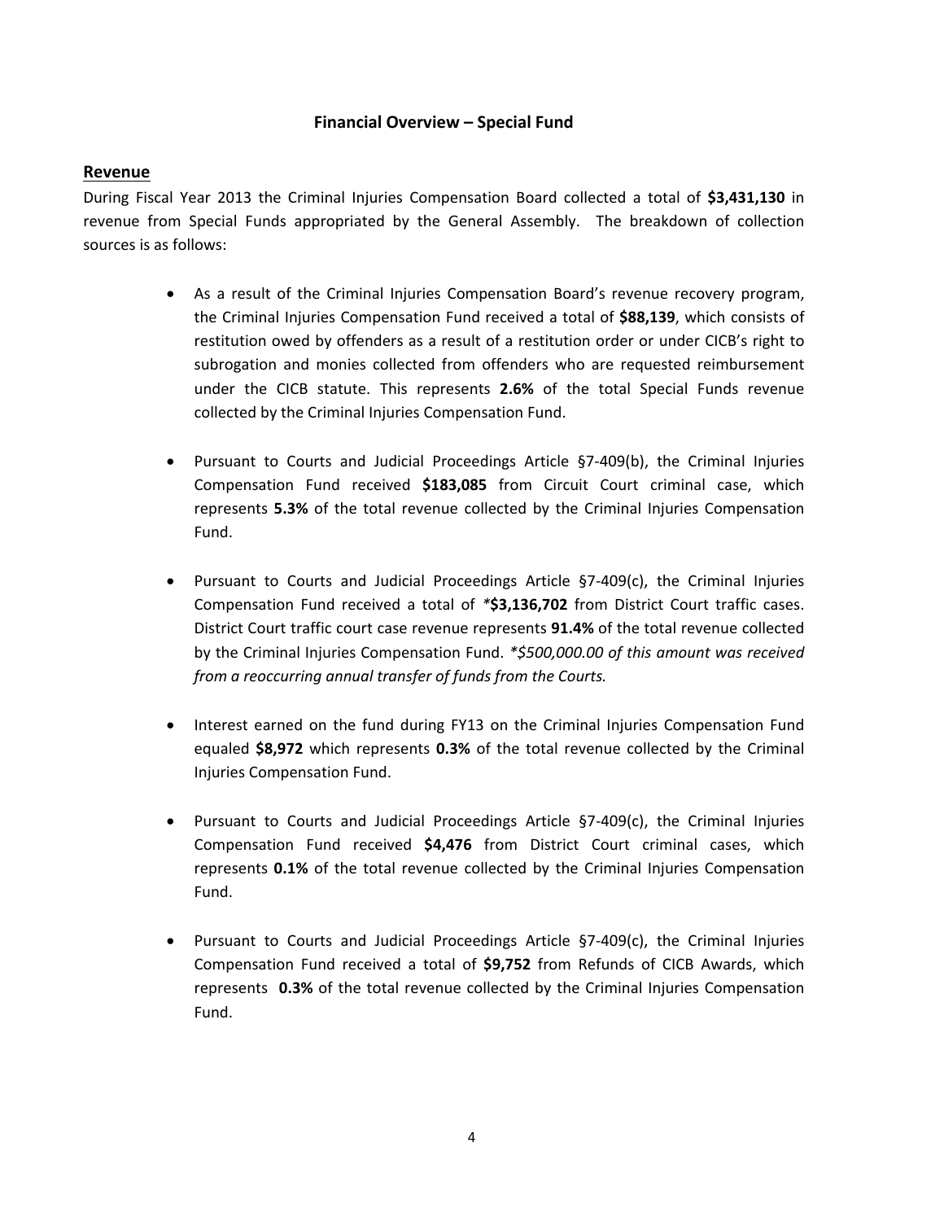## Financial Overview – Special Fund

### Revenue

During Fiscal Year 2013 the Criminal Injuries Compensation Board collected a total of **$3,431,130** in revenue from Special Funds appropriated by the General Assembly. The breakdown of collection sources is as follows:

- As a result of the Criminal Injuries Compensation Board's revenue recovery program, the Criminal Injuries Compensation Fund received a total of **$88,139**, which consists of restitution owed by offenders as a result of a restitution order or under CICB's right to subrogation and monies collected from offenders who are requested reimbursement under the CICB statute. This represents **2.6%** of the total Special Funds revenue collected by the Criminal Injuries Compensation Fund.

- Pursuant to Courts and Judicial Proceedings Article §7-409(b), the Criminal Injuries Compensation Fund received **$183,085** from Circuit Court criminal case, which represents **5.3%** of the total revenue collected by the Criminal Injuries Compensation Fund.

- Pursuant to Courts and Judicial Proceedings Article §7-409(c), the Criminal Injuries Compensation Fund received a total of ***$3,136,702** from District Court traffic cases. District Court traffic court case revenue represents **91.4%** of the total revenue collected by the Criminal Injuries Compensation Fund. *\*$500,000.00 of this amount was received from a reoccurring annual transfer of funds from the Courts.*

- Interest earned on the fund during FY13 on the Criminal Injuries Compensation Fund equaled **$8,972** which represents **0.3%** of the total revenue collected by the Criminal Injuries Compensation Fund.

- Pursuant to Courts and Judicial Proceedings Article §7-409(c), the Criminal Injuries Compensation Fund received **$4,476** from District Court criminal cases, which represents **0.1%** of the total revenue collected by the Criminal Injuries Compensation Fund.

- Pursuant to Courts and Judicial Proceedings Article §7-409(c), the Criminal Injuries Compensation Fund received a total of **$9,752** from Refunds of CICB Awards, which represents **0.3%** of the total revenue collected by the Criminal Injuries Compensation Fund.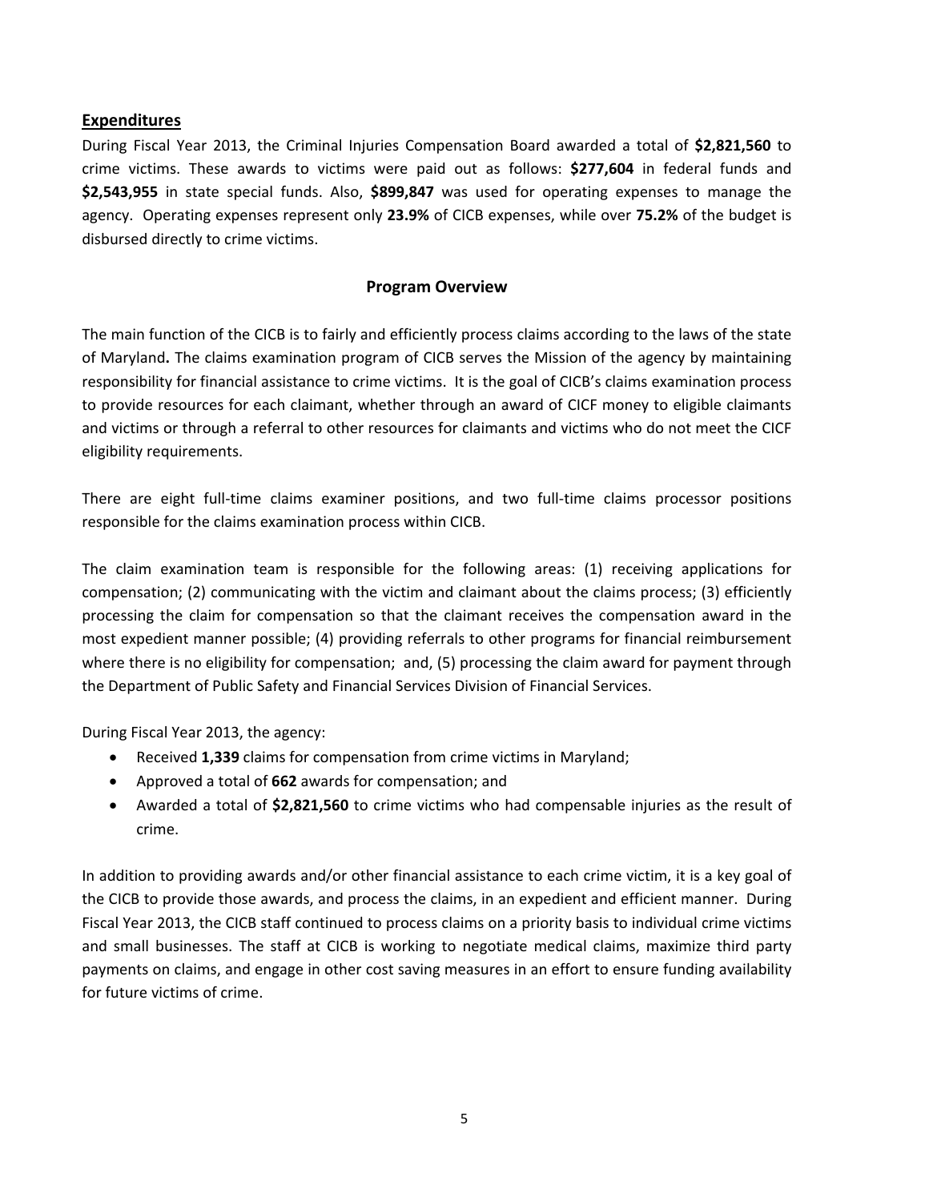## Expenditures

During Fiscal Year 2013, the Criminal Injuries Compensation Board awarded a total of **$2,821,560** to crime victims. These awards to victims were paid out as follows: **$277,604** in federal funds and **$2,543,955** in state special funds. Also, **$899,847** was used for operating expenses to manage the agency. Operating expenses represent only **23.9%** of CICB expenses, while over **75.2%** of the budget is disbursed directly to crime victims.

## Program Overview

The main function of the CICB is to fairly and efficiently process claims according to the laws of the state of Maryland**.** The claims examination program of CICB serves the Mission of the agency by maintaining responsibility for financial assistance to crime victims. It is the goal of CICB's claims examination process to provide resources for each claimant, whether through an award of CICF money to eligible claimants and victims or through a referral to other resources for claimants and victims who do not meet the CICF eligibility requirements.

There are eight full-time claims examiner positions, and two full-time claims processor positions responsible for the claims examination process within CICB.

The claim examination team is responsible for the following areas: (1) receiving applications for compensation; (2) communicating with the victim and claimant about the claims process; (3) efficiently processing the claim for compensation so that the claimant receives the compensation award in the most expedient manner possible; (4) providing referrals to other programs for financial reimbursement where there is no eligibility for compensation; and, (5) processing the claim award for payment through the Department of Public Safety and Financial Services Division of Financial Services.

During Fiscal Year 2013, the agency:

- Received **1,339** claims for compensation from crime victims in Maryland;
- Approved a total of **662** awards for compensation; and
- Awarded a total of **$2,821,560** to crime victims who had compensable injuries as the result of crime.

In addition to providing awards and/or other financial assistance to each crime victim, it is a key goal of the CICB to provide those awards, and process the claims, in an expedient and efficient manner. During Fiscal Year 2013, the CICB staff continued to process claims on a priority basis to individual crime victims and small businesses. The staff at CICB is working to negotiate medical claims, maximize third party payments on claims, and engage in other cost saving measures in an effort to ensure funding availability for future victims of crime.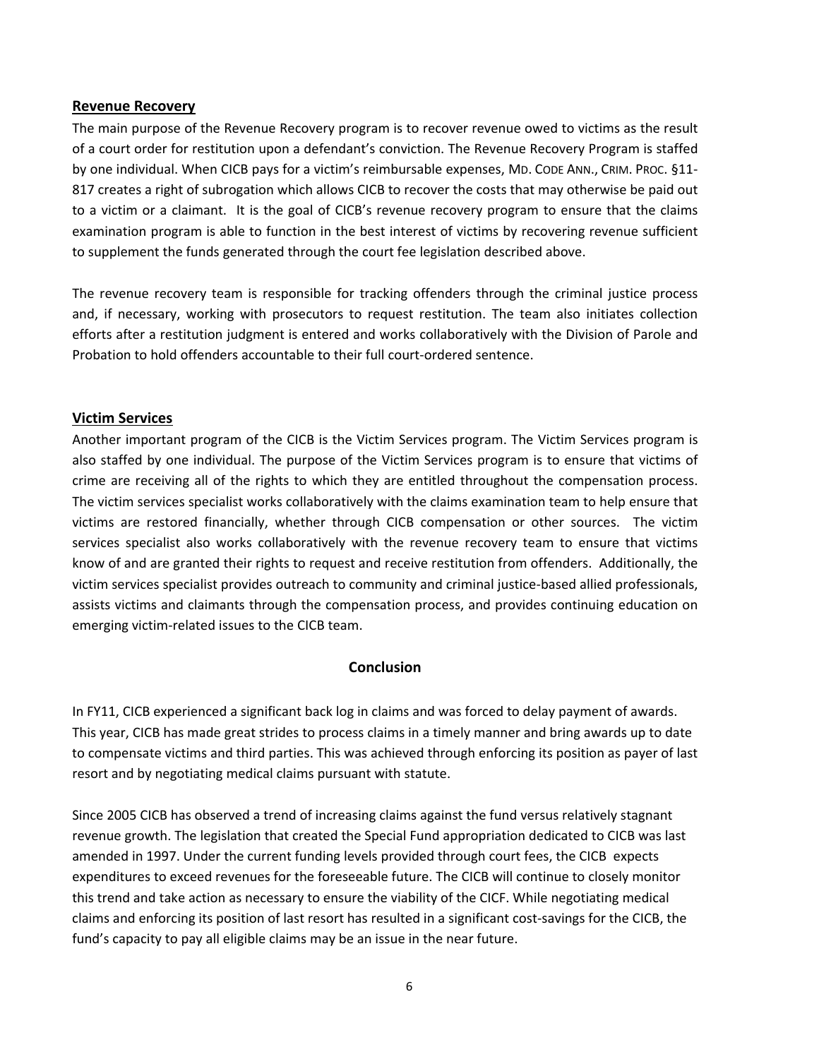## Revenue Recovery

The main purpose of the Revenue Recovery program is to recover revenue owed to victims as the result of a court order for restitution upon a defendant's conviction. The Revenue Recovery Program is staffed by one individual. When CICB pays for a victim's reimbursable expenses, MD. CODE ANN., CRIM. PROC. §11-817 creates a right of subrogation which allows CICB to recover the costs that may otherwise be paid out to a victim or a claimant. It is the goal of CICB's revenue recovery program to ensure that the claims examination program is able to function in the best interest of victims by recovering revenue sufficient to supplement the funds generated through the court fee legislation described above.

The revenue recovery team is responsible for tracking offenders through the criminal justice process and, if necessary, working with prosecutors to request restitution. The team also initiates collection efforts after a restitution judgment is entered and works collaboratively with the Division of Parole and Probation to hold offenders accountable to their full court-ordered sentence.

## Victim Services

Another important program of the CICB is the Victim Services program. The Victim Services program is also staffed by one individual. The purpose of the Victim Services program is to ensure that victims of crime are receiving all of the rights to which they are entitled throughout the compensation process. The victim services specialist works collaboratively with the claims examination team to help ensure that victims are restored financially, whether through CICB compensation or other sources. The victim services specialist also works collaboratively with the revenue recovery team to ensure that victims know of and are granted their rights to request and receive restitution from offenders. Additionally, the victim services specialist provides outreach to community and criminal justice-based allied professionals, assists victims and claimants through the compensation process, and provides continuing education on emerging victim-related issues to the CICB team.

## Conclusion

In FY11, CICB experienced a significant back log in claims and was forced to delay payment of awards. This year, CICB has made great strides to process claims in a timely manner and bring awards up to date to compensate victims and third parties. This was achieved through enforcing its position as payer of last resort and by negotiating medical claims pursuant with statute.

Since 2005 CICB has observed a trend of increasing claims against the fund versus relatively stagnant revenue growth. The legislation that created the Special Fund appropriation dedicated to CICB was last amended in 1997. Under the current funding levels provided through court fees, the CICB expects expenditures to exceed revenues for the foreseeable future. The CICB will continue to closely monitor this trend and take action as necessary to ensure the viability of the CICF. While negotiating medical claims and enforcing its position of last resort has resulted in a significant cost-savings for the CICB, the fund's capacity to pay all eligible claims may be an issue in the near future.